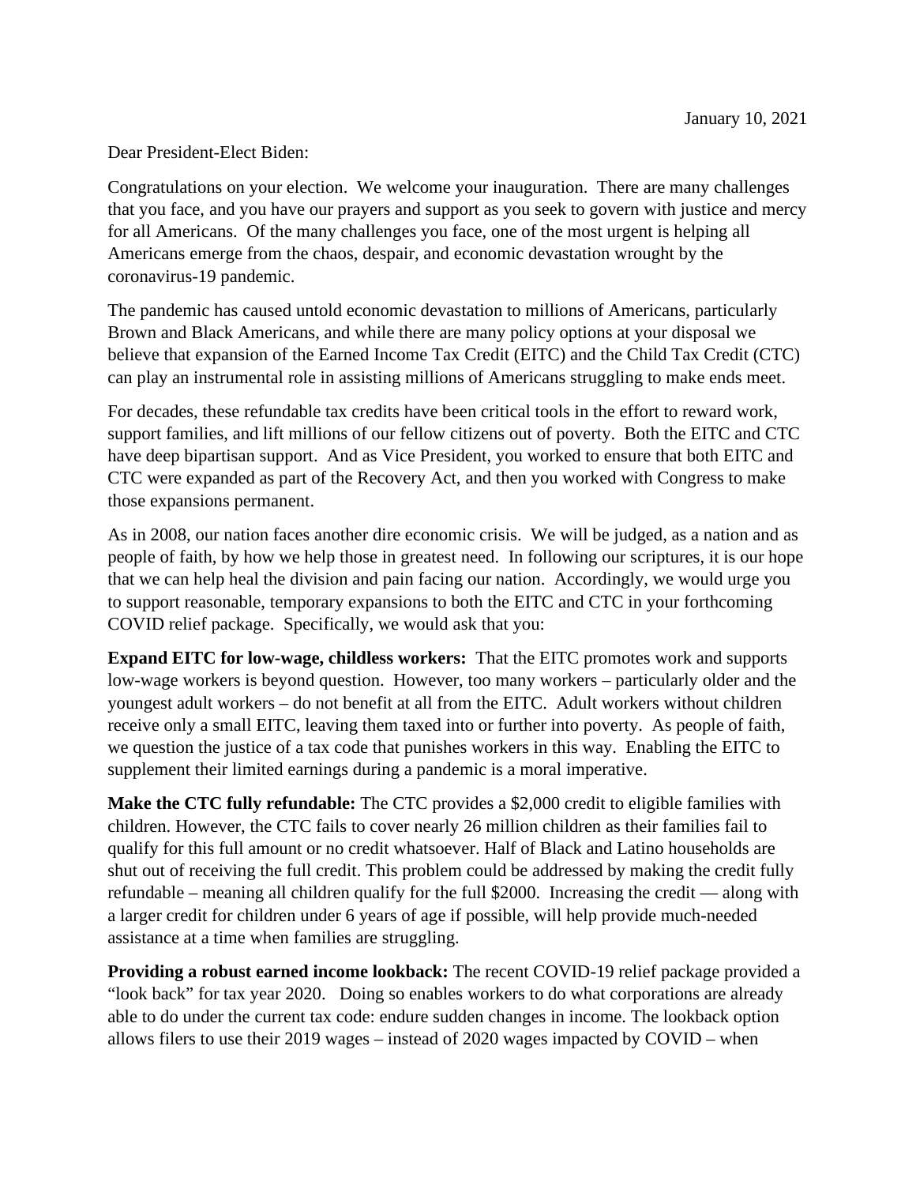January 10, 2021

Dear President-Elect Biden:

Congratulations on your election. We welcome your inauguration. There are many challenges that you face, and you have our prayers and support as you seek to govern with justice and mercy for all Americans. Of the many challenges you face, one of the most urgent is helping all Americans emerge from the chaos, despair, and economic devastation wrought by the coronavirus-19 pandemic.

The pandemic has caused untold economic devastation to millions of Americans, particularly Brown and Black Americans, and while there are many policy options at your disposal we believe that expansion of the Earned Income Tax Credit (EITC) and the Child Tax Credit (CTC) can play an instrumental role in assisting millions of Americans struggling to make ends meet.

For decades, these refundable tax credits have been critical tools in the effort to reward work, support families, and lift millions of our fellow citizens out of poverty. Both the EITC and CTC have deep bipartisan support. And as Vice President, you worked to ensure that both EITC and CTC were expanded as part of the Recovery Act, and then you worked with Congress to make those expansions permanent.

As in 2008, our nation faces another dire economic crisis. We will be judged, as a nation and as people of faith, by how we help those in greatest need. In following our scriptures, it is our hope that we can help heal the division and pain facing our nation. Accordingly, we would urge you to support reasonable, temporary expansions to both the EITC and CTC in your forthcoming COVID relief package. Specifically, we would ask that you:

**Expand EITC for low-wage, childless workers:** That the EITC promotes work and supports low-wage workers is beyond question. However, too many workers – particularly older and the youngest adult workers – do not benefit at all from the EITC. Adult workers without children receive only a small EITC, leaving them taxed into or further into poverty. As people of faith, we question the justice of a tax code that punishes workers in this way. Enabling the EITC to supplement their limited earnings during a pandemic is a moral imperative.

**Make the CTC fully refundable:** The CTC provides a $2,000 credit to eligible families with children. However, the CTC fails to cover nearly 26 million children as their families fail to qualify for this full amount or no credit whatsoever. Half of Black and Latino households are shut out of receiving the full credit. This problem could be addressed by making the credit fully refundable – meaning all children qualify for the full $2000. Increasing the credit — along with a larger credit for children under 6 years of age if possible, will help provide much-needed assistance at a time when families are struggling.

**Providing a robust earned income lookback:** The recent COVID-19 relief package provided a "look back" for tax year 2020. Doing so enables workers to do what corporations are already able to do under the current tax code: endure sudden changes in income. The lookback option allows filers to use their 2019 wages – instead of 2020 wages impacted by COVID – when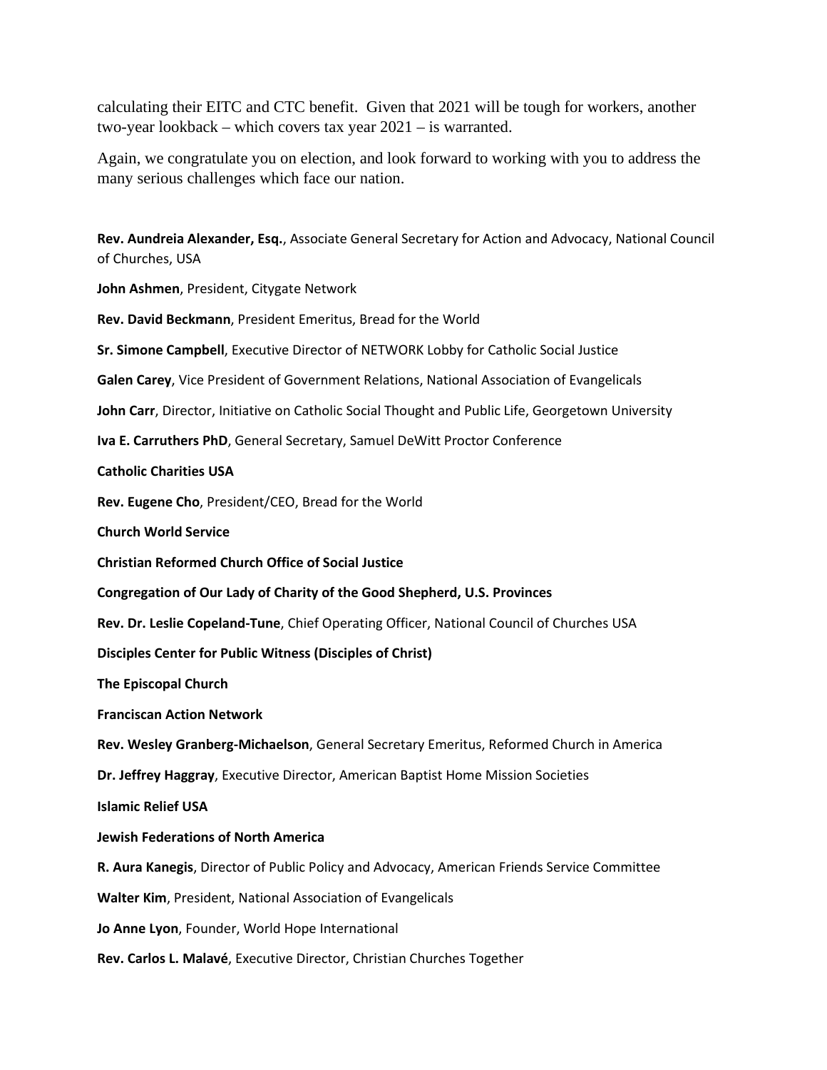calculating their EITC and CTC benefit. Given that 2021 will be tough for workers, another two-year lookback – which covers tax year 2021 – is warranted.

Again, we congratulate you on election, and look forward to working with you to address the many serious challenges which face our nation.

**Rev. Aundreia Alexander, Esq.**, Associate General Secretary for Action and Advocacy, National Council of Churches, USA

**John Ashmen**, President, Citygate Network

**Rev. David Beckmann**, President Emeritus, Bread for the World

**Sr. Simone Campbell**, Executive Director of NETWORK Lobby for Catholic Social Justice

**Galen Carey**, Vice President of Government Relations, National Association of Evangelicals

**John Carr**, Director, Initiative on Catholic Social Thought and Public Life, Georgetown University

**Iva E. Carruthers PhD**, General Secretary, Samuel DeWitt Proctor Conference

**Catholic Charities USA**

**Rev. Eugene Cho**, President/CEO, Bread for the World

**Church World Service**

**Christian Reformed Church Office of Social Justice**

**Congregation of Our Lady of Charity of the Good Shepherd, U.S. Provinces**

**Rev. Dr. Leslie Copeland-Tune**, Chief Operating Officer, National Council of Churches USA

**Disciples Center for Public Witness (Disciples of Christ)**

**The Episcopal Church**

**Franciscan Action Network**

**Rev. Wesley Granberg-Michaelson**, General Secretary Emeritus, Reformed Church in America

**Dr. Jeffrey Haggray**, Executive Director, American Baptist Home Mission Societies

**Islamic Relief USA**

**Jewish Federations of North America**

**R. Aura Kanegis**, Director of Public Policy and Advocacy, American Friends Service Committee

**Walter Kim**, President, National Association of Evangelicals

**Jo Anne Lyon**, Founder, World Hope International

**Rev. Carlos L. Malavé**, Executive Director, Christian Churches Together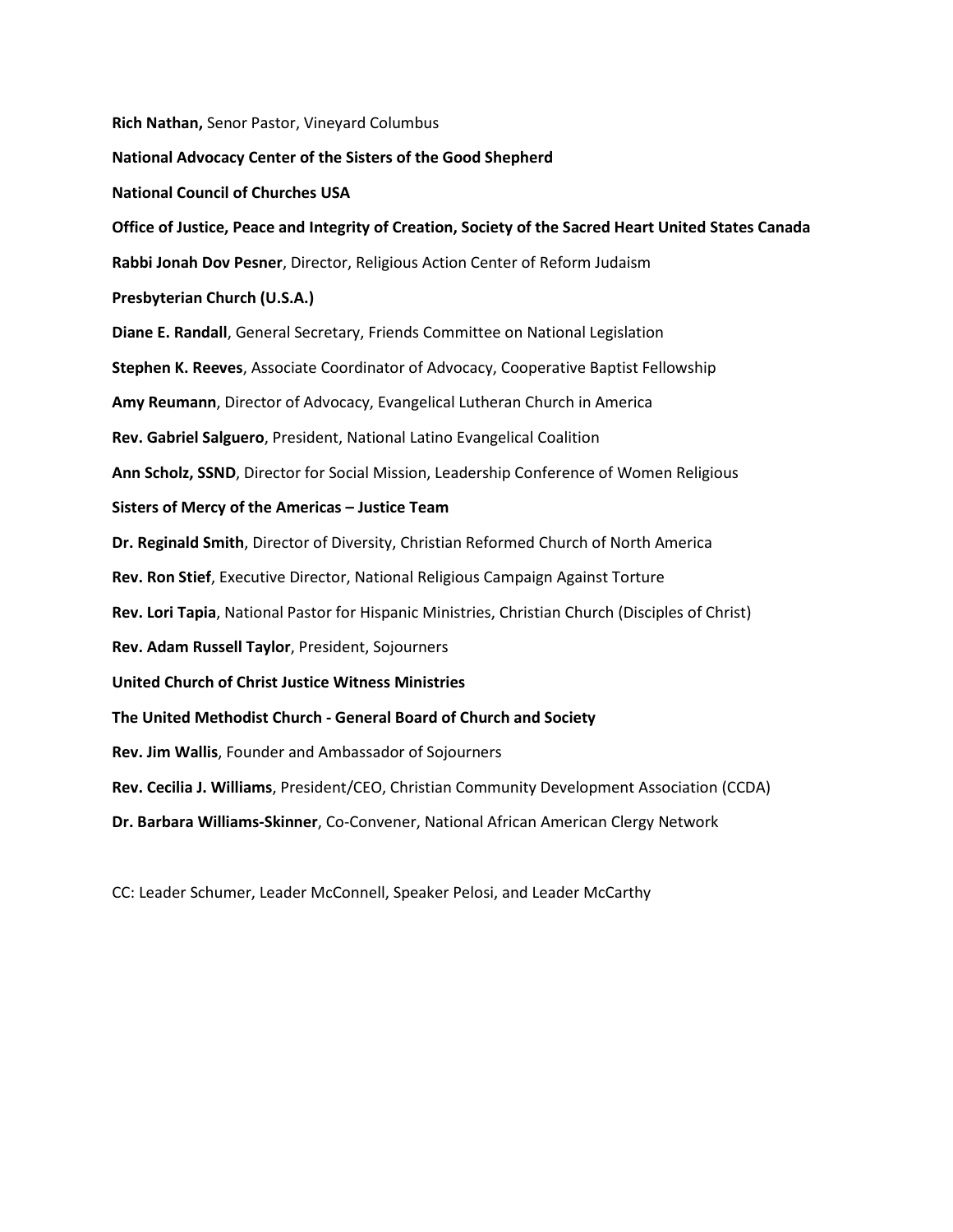**Rich Nathan,** Senor Pastor, Vineyard Columbus

**National Advocacy Center of the Sisters of the Good Shepherd**

**National Council of Churches USA**

**Office of Justice, Peace and Integrity of Creation, Society of the Sacred Heart United States Canada**

**Rabbi Jonah Dov Pesner**, Director, Religious Action Center of Reform Judaism

**Presbyterian Church (U.S.A.)**

**Diane E. Randall**, General Secretary, Friends Committee on National Legislation

**Stephen K. Reeves**, Associate Coordinator of Advocacy, Cooperative Baptist Fellowship

**Amy Reumann**, Director of Advocacy, Evangelical Lutheran Church in America

**Rev. Gabriel Salguero**, President, National Latino Evangelical Coalition

**Ann Scholz, SSND**, Director for Social Mission, Leadership Conference of Women Religious

**Sisters of Mercy of the Americas – Justice Team**

**Dr. Reginald Smith**, Director of Diversity, Christian Reformed Church of North America

**Rev. Ron Stief**, Executive Director, National Religious Campaign Against Torture

**Rev. Lori Tapia**, National Pastor for Hispanic Ministries, Christian Church (Disciples of Christ)

**Rev. Adam Russell Taylor**, President, Sojourners

**United Church of Christ Justice Witness Ministries**

**The United Methodist Church - General Board of Church and Society**

**Rev. Jim Wallis**, Founder and Ambassador of Sojourners

**Rev. Cecilia J. Williams**, President/CEO, Christian Community Development Association (CCDA)

**Dr. Barbara Williams-Skinner**, Co-Convener, National African American Clergy Network

CC: Leader Schumer, Leader McConnell, Speaker Pelosi, and Leader McCarthy